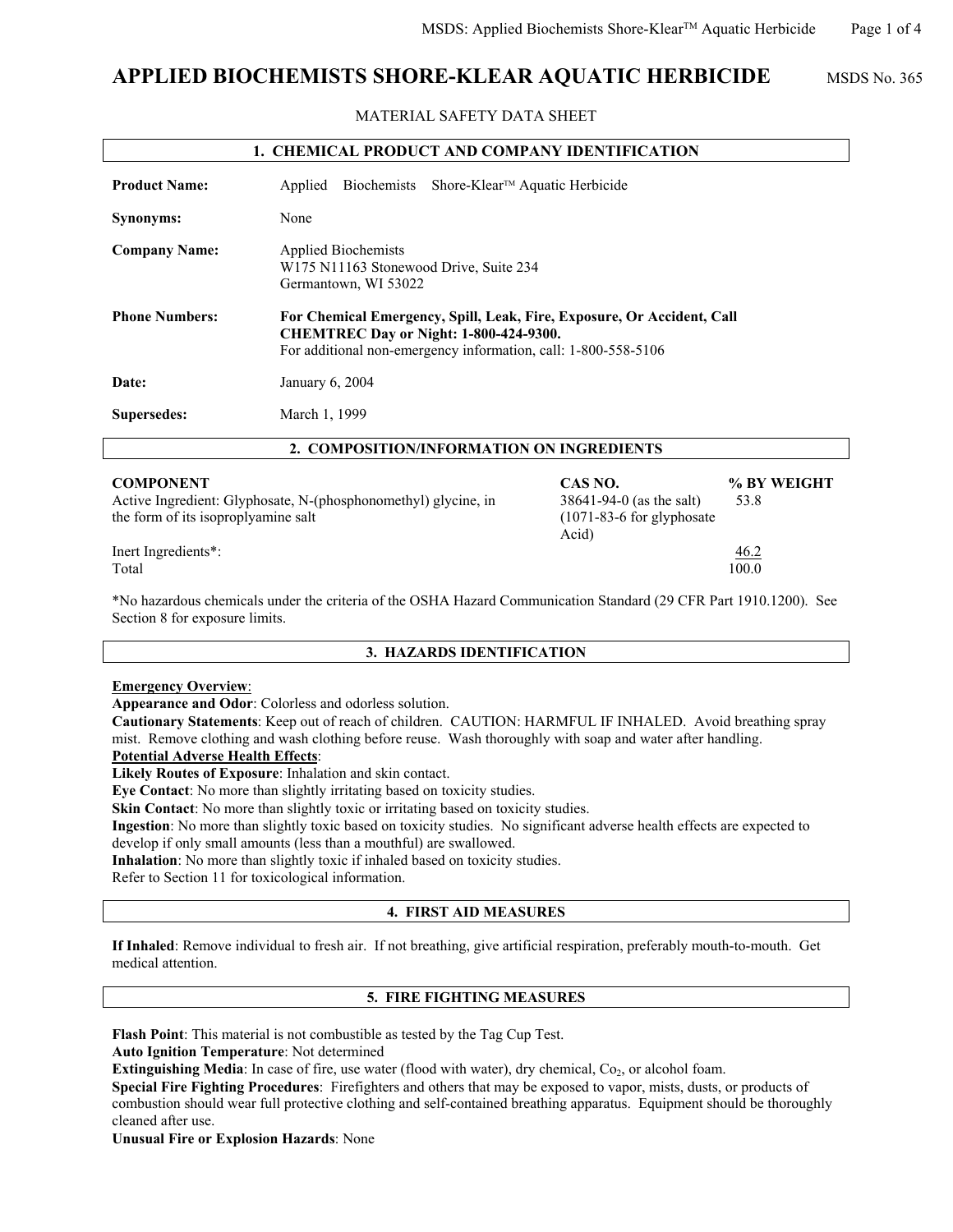# APPLIED BIOCHEMISTS SHORE-KLEAR AQUATIC HERBICIDE

MSDS No. 365

MATERIAL SAFETY DATA SHEET

## 1. CHEMICAL PRODUCT AND COMPANY IDENTIFICATION

**Product Name:** Applied Biochemists Shore-Klear™ Aquatic Herbicide

**Synonyms:** None

**Company Name:** Applied Biochemists
W175 N11163 Stonewood Drive, Suite 234
Germantown, WI 53022

**Phone Numbers:** **For Chemical Emergency, Spill, Leak, Fire, Exposure, Or Accident, Call CHEMTREC Day or Night: 1-800-424-9300.**
For additional non-emergency information, call: 1-800-558-5106

**Date:** January 6, 2004

**Supersedes:** March 1, 1999

## 2. COMPOSITION/INFORMATION ON INGREDIENTS

| COMPONENT | CAS NO. | % BY WEIGHT |
|---|---|---|
| Active Ingredient: Glyphosate, N-(phosphonomethyl) glycine, in the form of its isoproplyamine salt | 38641-94-0 (as the salt) (1071-83-6 for glyphosate Acid) | 53.8 |
| Inert Ingredients*: | | 46.2 |
| Total | | 100.0 |

*No hazardous chemicals under the criteria of the OSHA Hazard Communication Standard (29 CFR Part 1910.1200). See Section 8 for exposure limits.

## 3. HAZARDS IDENTIFICATION

**Emergency Overview**:

**Appearance and Odor**: Colorless and odorless solution.

**Cautionary Statements**: Keep out of reach of children. CAUTION: HARMFUL IF INHALED. Avoid breathing spray mist. Remove clothing and wash clothing before reuse. Wash thoroughly with soap and water after handling.

**Potential Adverse Health Effects**:

**Likely Routes of Exposure**: Inhalation and skin contact.

**Eye Contact**: No more than slightly irritating based on toxicity studies.

**Skin Contact**: No more than slightly toxic or irritating based on toxicity studies.

**Ingestion**: No more than slightly toxic based on toxicity studies. No significant adverse health effects are expected to develop if only small amounts (less than a mouthful) are swallowed.

**Inhalation**: No more than slightly toxic if inhaled based on toxicity studies.

Refer to Section 11 for toxicological information.

## 4. FIRST AID MEASURES

**If Inhaled**: Remove individual to fresh air. If not breathing, give artificial respiration, preferably mouth-to-mouth. Get medical attention.

## 5. FIRE FIGHTING MEASURES

**Flash Point**: This material is not combustible as tested by the Tag Cup Test.

**Auto Ignition Temperature**: Not determined

**Extinguishing Media**: In case of fire, use water (flood with water), dry chemical, $Co_2$, or alcohol foam.

**Special Fire Fighting Procedures**: Firefighters and others that may be exposed to vapor, mists, dusts, or products of combustion should wear full protective clothing and self-contained breathing apparatus. Equipment should be thoroughly cleaned after use.

**Unusual Fire or Explosion Hazards**: None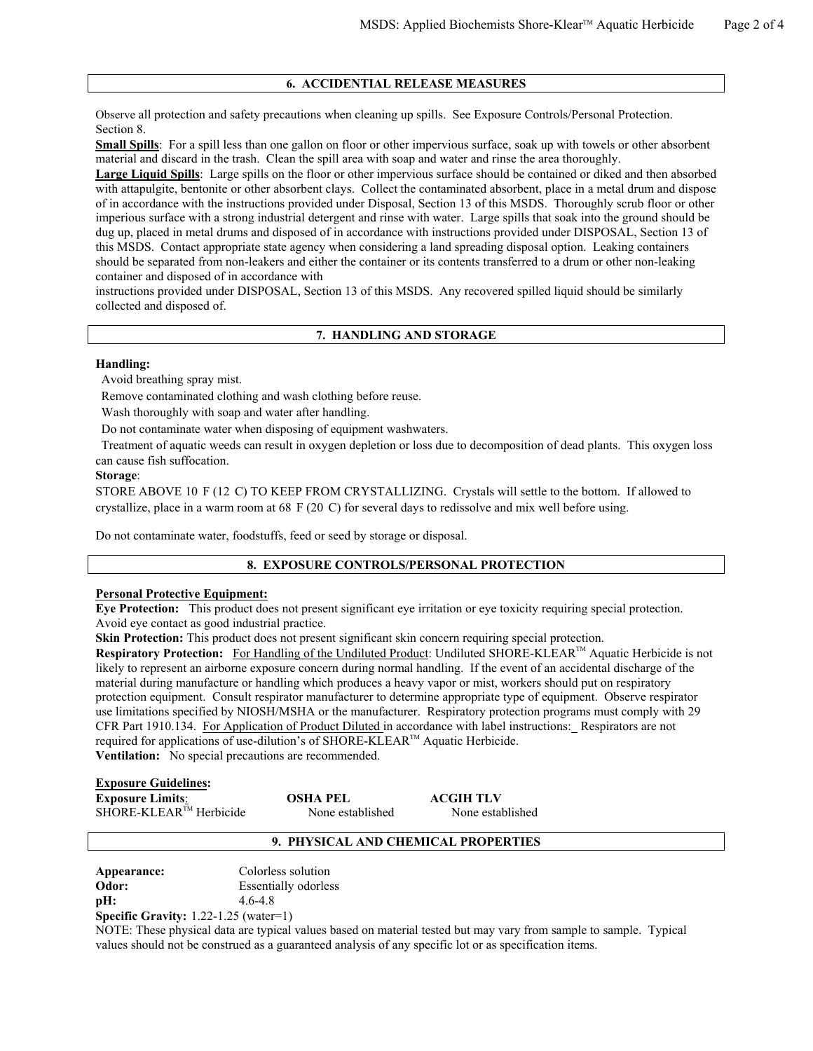## 6. ACCIDENTAL RELEASE MEASURES

Observe all protection and safety precautions when cleaning up spills. See Exposure Controls/Personal Protection. Section 8.

**Small Spills**: For a spill less than one gallon on floor or other impervious surface, soak up with towels or other absorbent material and discard in the trash. Clean the spill area with soap and water and rinse the area thoroughly.

**Large Liquid Spills**: Large spills on the floor or other impervious surface should be contained or diked and then absorbed with attapulgite, bentonite or other absorbent clays. Collect the contaminated absorbent, place in a metal drum and dispose of in accordance with the instructions provided under Disposal, Section 13 of this MSDS. Thoroughly scrub floor or other imperious surface with a strong industrial detergent and rinse with water. Large spills that soak into the ground should be dug up, placed in metal drums and disposed of in accordance with instructions provided under DISPOSAL, Section 13 of this MSDS. Contact appropriate state agency when considering a land spreading disposal option. Leaking containers should be separated from non-leakers and either the container or its contents transferred to a drum or other non-leaking container and disposed of in accordance with instructions provided under DISPOSAL, Section 13 of this MSDS. Any recovered spilled liquid should be similarly collected and disposed of.

## 7. HANDLING AND STORAGE

**Handling:**

Avoid breathing spray mist.

Remove contaminated clothing and wash clothing before reuse.

Wash thoroughly with soap and water after handling.

Do not contaminate water when disposing of equipment washwaters.

Treatment of aquatic weeds can result in oxygen depletion or loss due to decomposition of dead plants. This oxygen loss can cause fish suffocation.

**Storage**:

STORE ABOVE 10 F (12 C) TO KEEP FROM CRYSTALLIZING. Crystals will settle to the bottom. If allowed to crystallize, place in a warm room at 68 F (20 C) for several days to redissolve and mix well before using.

Do not contaminate water, foodstuffs, feed or seed by storage or disposal.

## 8. EXPOSURE CONTROLS/PERSONAL PROTECTION

**Personal Protective Equipment:**

**Eye Protection:** This product does not present significant eye irritation or eye toxicity requiring special protection. Avoid eye contact as good industrial practice.

**Skin Protection:** This product does not present significant skin concern requiring special protection.

**Respiratory Protection:** For Handling of the Undiluted Product: Undiluted SHORE-KLEAR™ Aquatic Herbicide is not likely to represent an airborne exposure concern during normal handling. If the event of an accidental discharge of the material during manufacture or handling which produces a heavy vapor or mist, workers should put on respiratory protection equipment. Consult respirator manufacturer to determine appropriate type of equipment. Observe respirator use limitations specified by NIOSH/MSHA or the manufacturer. Respiratory protection programs must comply with 29 CFR Part 1910.134. For Application of Product Diluted in accordance with label instructions: Respirators are not required for applications of use-dilution's of SHORE-KLEAR™ Aquatic Herbicide.

**Ventilation:** No special precautions are recommended.

**Exposure Guidelines:**

| **Exposure Limits**: | **OSHA PEL** | **ACGIH TLV** |
|---|---|---|
| SHORE-KLEAR™ Herbicide | None established | None established |

## 9. PHYSICAL AND CHEMICAL PROPERTIES

**Appearance:** Colorless solution

**Odor:** Essentially odorless

**pH:** 4.6-4.8

**Specific Gravity:** 1.22-1.25 (water=1)

NOTE: These physical data are typical values based on material tested but may vary from sample to sample. Typical values should not be construed as a guaranteed analysis of any specific lot or as specification items.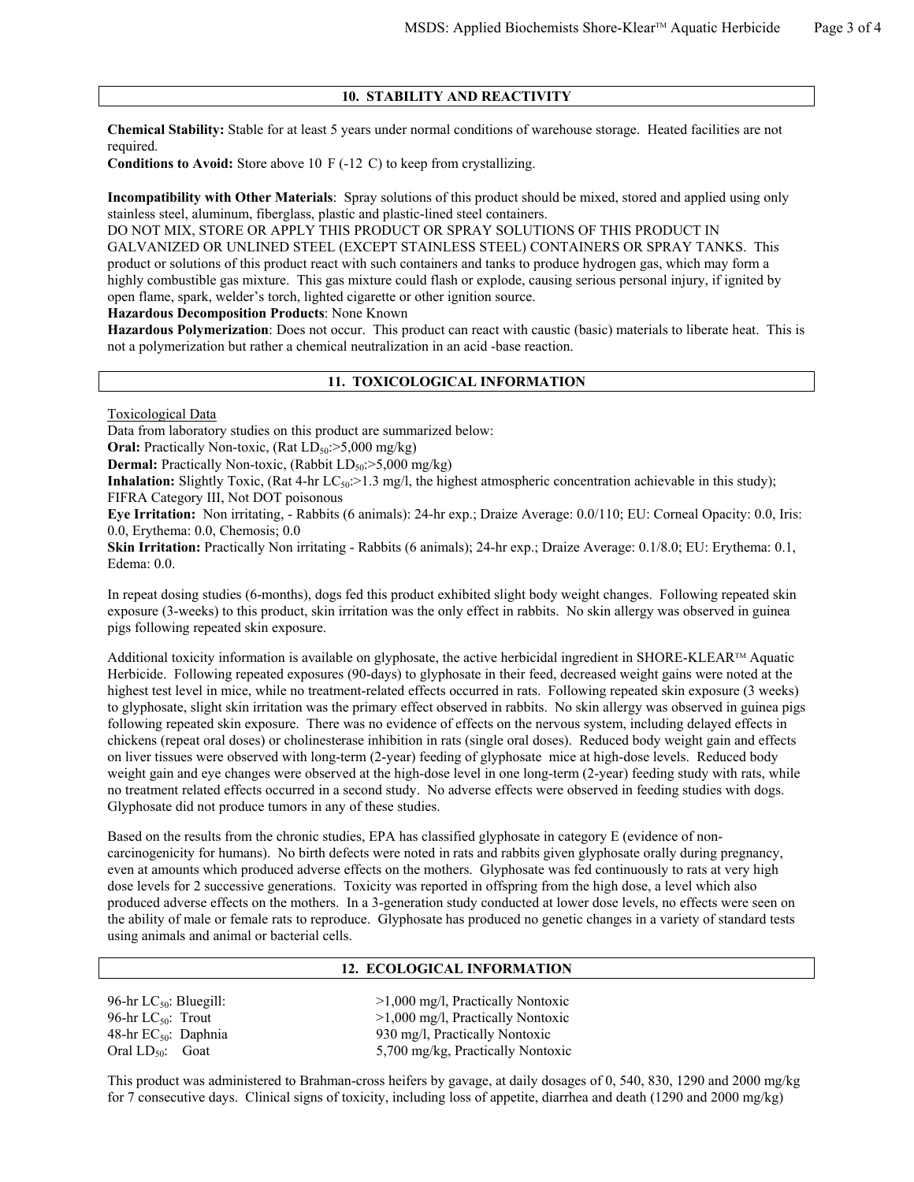## 10. STABILITY AND REACTIVITY

**Chemical Stability:** Stable for at least 5 years under normal conditions of warehouse storage. Heated facilities are not required.

**Conditions to Avoid:** Store above 10 F (-12 C) to keep from crystallizing.

**Incompatibility with Other Materials**: Spray solutions of this product should be mixed, stored and applied using only stainless steel, aluminum, fiberglass, plastic and plastic-lined steel containers.

DO NOT MIX, STORE OR APPLY THIS PRODUCT OR SPRAY SOLUTIONS OF THIS PRODUCT IN GALVANIZED OR UNLINED STEEL (EXCEPT STAINLESS STEEL) CONTAINERS OR SPRAY TANKS. This product or solutions of this product react with such containers and tanks to produce hydrogen gas, which may form a highly combustible gas mixture. This gas mixture could flash or explode, causing serious personal injury, if ignited by open flame, spark, welder's torch, lighted cigarette or other ignition source.

**Hazardous Decomposition Products**: None Known

**Hazardous Polymerization**: Does not occur. This product can react with caustic (basic) materials to liberate heat. This is not a polymerization but rather a chemical neutralization in an acid -base reaction.

## 11. TOXICOLOGICAL INFORMATION

Toxicological Data

Data from laboratory studies on this product are summarized below:

**Oral:** Practically Non-toxic, (Rat $LD_{50}$:>5,000 mg/kg)

**Dermal:** Practically Non-toxic, (Rabbit $LD_{50}$:>5,000 mg/kg)

**Inhalation:** Slightly Toxic, (Rat 4-hr $LC_{50}$:>1.3 mg/l, the highest atmospheric concentration achievable in this study); FIFRA Category III, Not DOT poisonous

**Eye Irritation:** Non irritating, - Rabbits (6 animals): 24-hr exp.; Draize Average: 0.0/110; EU: Corneal Opacity: 0.0, Iris: 0.0, Erythema: 0.0, Chemosis; 0.0

**Skin Irritation:** Practically Non irritating - Rabbits (6 animals); 24-hr exp.; Draize Average: 0.1/8.0; EU: Erythema: 0.1, Edema: 0.0.

In repeat dosing studies (6-months), dogs fed this product exhibited slight body weight changes. Following repeated skin exposure (3-weeks) to this product, skin irritation was the only effect in rabbits. No skin allergy was observed in guinea pigs following repeated skin exposure.

Additional toxicity information is available on glyphosate, the active herbicidal ingredient in SHORE-KLEAR™ Aquatic Herbicide. Following repeated exposures (90-days) to glyphosate in their feed, decreased weight gains were noted at the highest test level in mice, while no treatment-related effects occurred in rats. Following repeated skin exposure (3 weeks) to glyphosate, slight skin irritation was the primary effect observed in rabbits. No skin allergy was observed in guinea pigs following repeated skin exposure. There was no evidence of effects on the nervous system, including delayed effects in chickens (repeat oral doses) or cholinesterase inhibition in rats (single oral doses). Reduced body weight gain and effects on liver tissues were observed with long-term (2-year) feeding of glyphosate mice at high-dose levels. Reduced body weight gain and eye changes were observed at the high-dose level in one long-term (2-year) feeding study with rats, while no treatment related effects occurred in a second study. No adverse effects were observed in feeding studies with dogs. Glyphosate did not produce tumors in any of these studies.

Based on the results from the chronic studies, EPA has classified glyphosate in category E (evidence of non-carcinogenicity for humans). No birth defects were noted in rats and rabbits given glyphosate orally during pregnancy, even at amounts which produced adverse effects on the mothers. Glyphosate was fed continuously to rats at very high dose levels for 2 successive generations. Toxicity was reported in offspring from the high dose, a level which also produced adverse effects on the mothers. In a 3-generation study conducted at lower dose levels, no effects were seen on the ability of male or female rats to reproduce. Glyphosate has produced no genetic changes in a variety of standard tests using animals and animal or bacterial cells.

## 12. ECOLOGICAL INFORMATION

| | |
|---|---|
| 96-hr $LC_{50}$: Bluegill: | >1,000 mg/l, Practically Nontoxic |
| 96-hr $LC_{50}$: Trout | >1,000 mg/l, Practically Nontoxic |
| 48-hr $EC_{50}$: Daphnia | 930 mg/l, Practically Nontoxic |
| Oral $LD_{50}$: Goat | 5,700 mg/kg, Practically Nontoxic |

This product was administered to Brahman-cross heifers by gavage, at daily dosages of 0, 540, 830, 1290 and 2000 mg/kg for 7 consecutive days. Clinical signs of toxicity, including loss of appetite, diarrhea and death (1290 and 2000 mg/kg)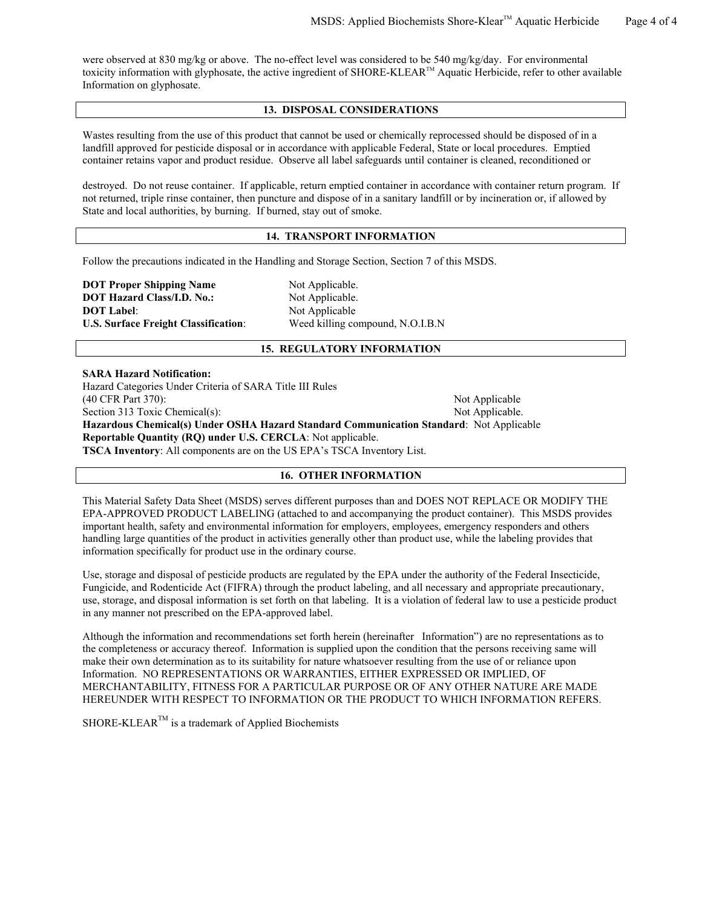were observed at 830 mg/kg or above. The no-effect level was considered to be 540 mg/kg/day. For environmental toxicity information with glyphosate, the active ingredient of SHORE-KLEAR™ Aquatic Herbicide, refer to other available Information on glyphosate.

## 13. DISPOSAL CONSIDERATIONS

Wastes resulting from the use of this product that cannot be used or chemically reprocessed should be disposed of in a landfill approved for pesticide disposal or in accordance with applicable Federal, State or local procedures. Emptied container retains vapor and product residue. Observe all label safeguards until container is cleaned, reconditioned or

destroyed. Do not reuse container. If applicable, return emptied container in accordance with container return program. If not returned, triple rinse container, then puncture and dispose of in a sanitary landfill or by incineration or, if allowed by State and local authorities, by burning. If burned, stay out of smoke.

## 14. TRANSPORT INFORMATION

Follow the precautions indicated in the Handling and Storage Section, Section 7 of this MSDS.

| | |
|---|---|
| **DOT Proper Shipping Name** | Not Applicable. |
| **DOT Hazard Class/I.D. No.:** | Not Applicable. |
| **DOT Label**: | Not Applicable |
| **U.S. Surface Freight Classification**: | Weed killing compound, N.O.I.B.N |

## 15. REGULATORY INFORMATION

**SARA Hazard Notification:**

| | |
|---|---|
| Hazard Categories Under Criteria of SARA Title III Rules (40 CFR Part 370): | Not Applicable |
| Section 313 Toxic Chemical(s): | Not Applicable. |

**Hazardous Chemical(s) Under OSHA Hazard Standard Communication Standard**: Not Applicable

**Reportable Quantity (RQ) under U.S. CERCLA**: Not applicable.

**TSCA Inventory**: All components are on the US EPA's TSCA Inventory List.

## 16. OTHER INFORMATION

This Material Safety Data Sheet (MSDS) serves different purposes than and DOES NOT REPLACE OR MODIFY THE EPA-APPROVED PRODUCT LABELING (attached to and accompanying the product container). This MSDS provides important health, safety and environmental information for employers, employees, emergency responders and others handling large quantities of the product in activities generally other than product use, while the labeling provides that information specifically for product use in the ordinary course.

Use, storage and disposal of pesticide products are regulated by the EPA under the authority of the Federal Insecticide, Fungicide, and Rodenticide Act (FIFRA) through the product labeling, and all necessary and appropriate precautionary, use, storage, and disposal information is set forth on that labeling. It is a violation of federal law to use a pesticide product in any manner not prescribed on the EPA-approved label.

Although the information and recommendations set forth herein (hereinafter Information") are no representations as to the completeness or accuracy thereof. Information is supplied upon the condition that the persons receiving same will make their own determination as to its suitability for nature whatsoever resulting from the use of or reliance upon Information. NO REPRESENTATIONS OR WARRANTIES, EITHER EXPRESSED OR IMPLIED, OF MERCHANTABILITY, FITNESS FOR A PARTICULAR PURPOSE OR OF ANY OTHER NATURE ARE MADE HEREUNDER WITH RESPECT TO INFORMATION OR THE PRODUCT TO WHICH INFORMATION REFERS.

SHORE-KLEAR™ is a trademark of Applied Biochemists